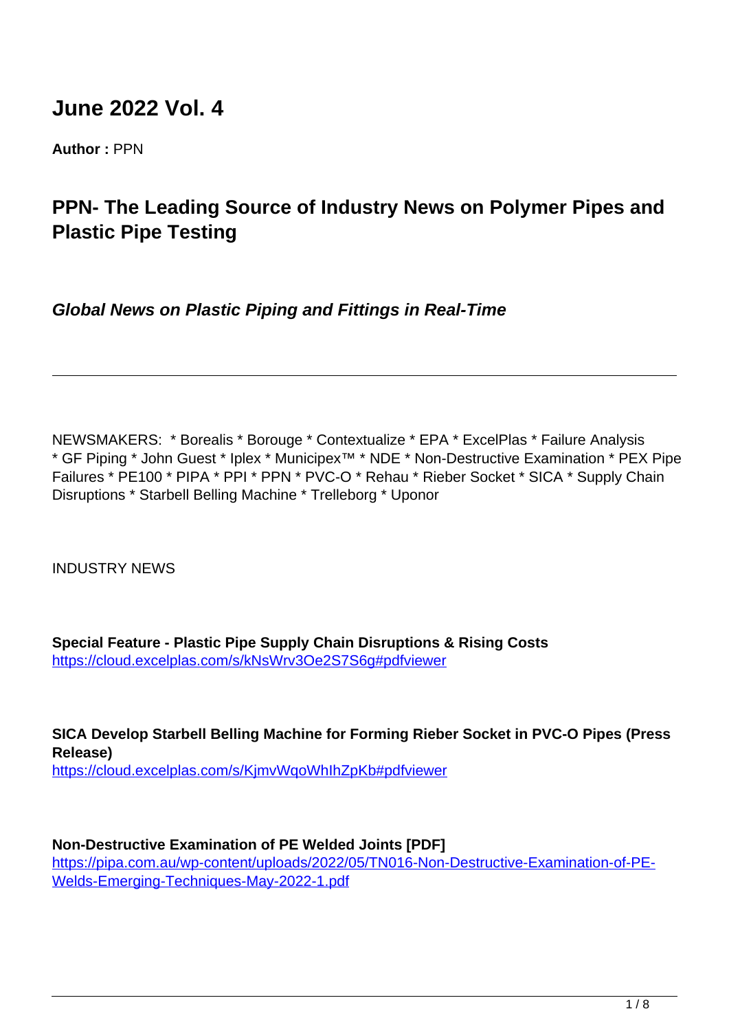# June 2022 Vol. 4

**Author :** PPN

## PPN- The Leading Source of Industry News on Polymer Pipes and Plastic Pipe Testing

***Global News on Plastic Piping and Fittings in Real-Time***

---

NEWSMAKERS: * Borealis * Borouge * Contextualize * EPA * ExcelPlas * Failure Analysis * GF Piping * John Guest * Iplex * Municipex™ * NDE * Non-Destructive Examination * PEX Pipe Failures * PE100 * PIPA * PPI * PPN * PVC-O * Rehau * Rieber Socket * SICA * Supply Chain Disruptions * Starbell Belling Machine * Trelleborg * Uponor

INDUSTRY NEWS

**Special Feature - Plastic Pipe Supply Chain Disruptions & Rising Costs**
[https://cloud.excelplas.com/s/kNsWrv3Oe2S7S6g#pdfviewer](https://cloud.excelplas.com/s/kNsWrv3Oe2S7S6g#pdfviewer)

**SICA Develop Starbell Belling Machine for Forming Rieber Socket in PVC-O Pipes (Press Release)**
[https://cloud.excelplas.com/s/KjmvWqoWhIhZpKb#pdfviewer](https://cloud.excelplas.com/s/KjmvWqoWhIhZpKb#pdfviewer)

**Non-Destructive Examination of PE Welded Joints [PDF]**
[https://pipa.com.au/wp-content/uploads/2022/05/TN016-Non-Destructive-Examination-of-PE-Welds-Emerging-Techniques-May-2022-1.pdf](https://pipa.com.au/wp-content/uploads/2022/05/TN016-Non-Destructive-Examination-of-PE-Welds-Emerging-Techniques-May-2022-1.pdf)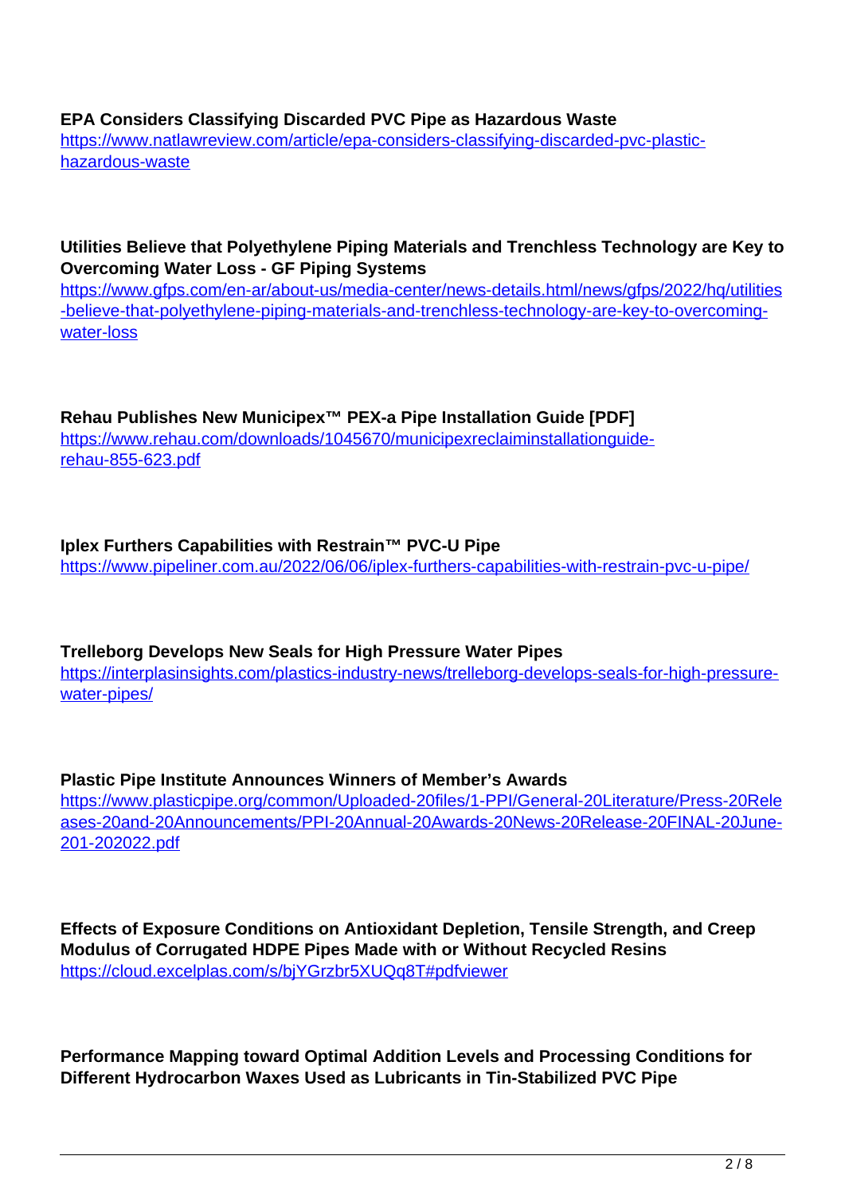**EPA Considers Classifying Discarded PVC Pipe as Hazardous Waste**
https://www.natlawreview.com/article/epa-considers-classifying-discarded-pvc-plastic-hazardous-waste

**Utilities Believe that Polyethylene Piping Materials and Trenchless Technology are Key to Overcoming Water Loss - GF Piping Systems**
https://www.gfps.com/en-ar/about-us/media-center/news-details.html/news/gfps/2022/hq/utilities-believe-that-polyethylene-piping-materials-and-trenchless-technology-are-key-to-overcoming-water-loss

**Rehau Publishes New Municipex™ PEX-a Pipe Installation Guide [PDF]**
https://www.rehau.com/downloads/1045670/municipexreclaiminstallationguide-rehau-855-623.pdf

**Iplex Furthers Capabilities with Restrain™ PVC-U Pipe**
https://www.pipeliner.com.au/2022/06/06/iplex-furthers-capabilities-with-restrain-pvc-u-pipe/

**Trelleborg Develops New Seals for High Pressure Water Pipes**
https://interplasinsights.com/plastics-industry-news/trelleborg-develops-seals-for-high-pressure-water-pipes/

**Plastic Pipe Institute Announces Winners of Member's Awards**
https://www.plasticpipe.org/common/Uploaded-20files/1-PPI/General-20Literature/Press-20Releases-20and-20Announcements/PPI-20Annual-20Awards-20News-20Release-20FINAL-20June-201-202022.pdf

**Effects of Exposure Conditions on Antioxidant Depletion, Tensile Strength, and Creep Modulus of Corrugated HDPE Pipes Made with or Without Recycled Resins**
https://cloud.excelplas.com/s/bjYGrzbr5XUQq8T#pdfviewer

**Performance Mapping toward Optimal Addition Levels and Processing Conditions for Different Hydrocarbon Waxes Used as Lubricants in Tin-Stabilized PVC Pipe**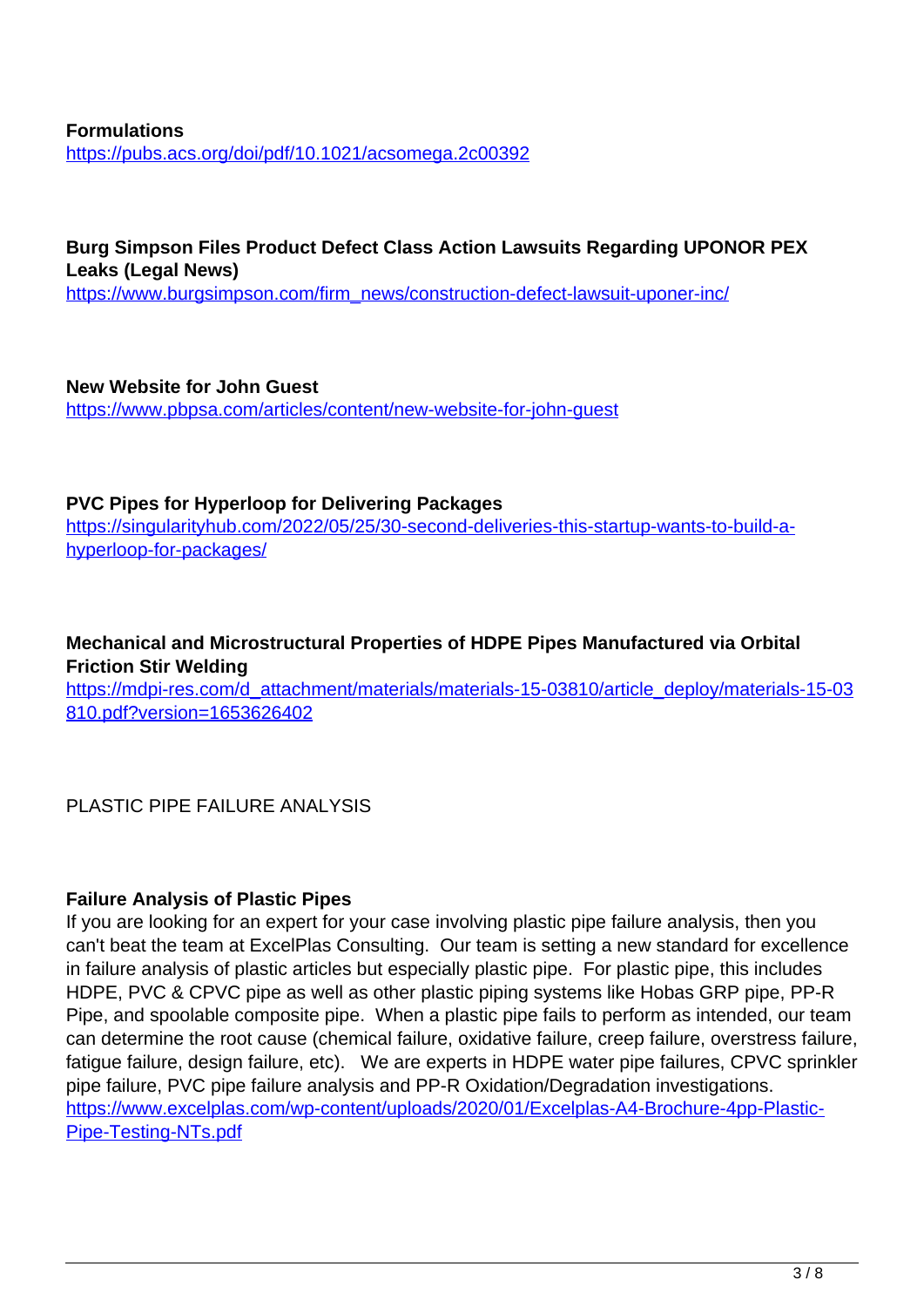**Formulations**
https://pubs.acs.org/doi/pdf/10.1021/acsomega.2c00392

**Burg Simpson Files Product Defect Class Action Lawsuits Regarding UPONOR PEX Leaks (Legal News)**
https://www.burgsimpson.com/firm_news/construction-defect-lawsuit-uponer-inc/

**New Website for John Guest**
https://www.pbpsa.com/articles/content/new-website-for-john-guest

**PVC Pipes for Hyperloop for Delivering Packages**
https://singularityhub.com/2022/05/25/30-second-deliveries-this-startup-wants-to-build-a-hyperloop-for-packages/

**Mechanical and Microstructural Properties of HDPE Pipes Manufactured via Orbital Friction Stir Welding**
https://mdpi-res.com/d_attachment/materials/materials-15-03810/article_deploy/materials-15-03810.pdf?version=1653626402

PLASTIC PIPE FAILURE ANALYSIS

**Failure Analysis of Plastic Pipes**
If you are looking for an expert for your case involving plastic pipe failure analysis, then you can't beat the team at ExcelPlas Consulting. Our team is setting a new standard for excellence in failure analysis of plastic articles but especially plastic pipe. For plastic pipe, this includes HDPE, PVC & CPVC pipe as well as other plastic piping systems like Hobas GRP pipe, PP-R Pipe, and spoolable composite pipe. When a plastic pipe fails to perform as intended, our team can determine the root cause (chemical failure, oxidative failure, creep failure, overstress failure, fatigue failure, design failure, etc). We are experts in HDPE water pipe failures, CPVC sprinkler pipe failure, PVC pipe failure analysis and PP-R Oxidation/Degradation investigations.
https://www.excelplas.com/wp-content/uploads/2020/01/Excelplas-A4-Brochure-4pp-Plastic-Pipe-Testing-NTs.pdf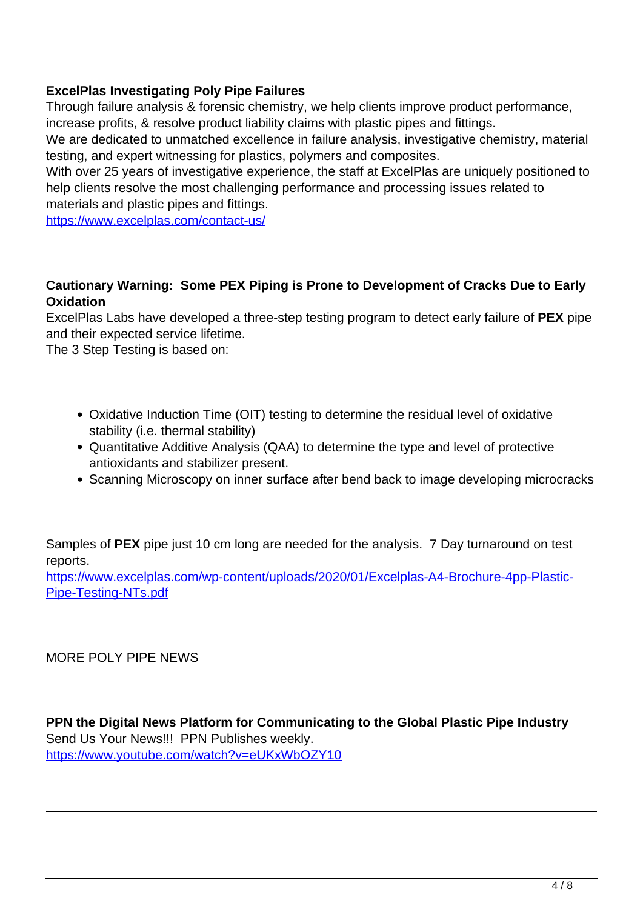**ExcelPlas Investigating Poly Pipe Failures**

Through failure analysis & forensic chemistry, we help clients improve product performance, increase profits, & resolve product liability claims with plastic pipes and fittings.

We are dedicated to unmatched excellence in failure analysis, investigative chemistry, material testing, and expert witnessing for plastics, polymers and composites.

With over 25 years of investigative experience, the staff at ExcelPlas are uniquely positioned to help clients resolve the most challenging performance and processing issues related to materials and plastic pipes and fittings.

https://www.excelplas.com/contact-us/

**Cautionary Warning: Some PEX Piping is Prone to Development of Cracks Due to Early Oxidation**

ExcelPlas Labs have developed a three-step testing program to detect early failure of **PEX** pipe and their expected service lifetime.

The 3 Step Testing is based on:

- Oxidative Induction Time (OIT) testing to determine the residual level of oxidative stability (i.e. thermal stability)
- Quantitative Additive Analysis (QAA) to determine the type and level of protective antioxidants and stabilizer present.
- Scanning Microscopy on inner surface after bend back to image developing microcracks

Samples of **PEX** pipe just 10 cm long are needed for the analysis. 7 Day turnaround on test reports.

https://www.excelplas.com/wp-content/uploads/2020/01/Excelplas-A4-Brochure-4pp-Plastic-Pipe-Testing-NTs.pdf

MORE POLY PIPE NEWS

**PPN the Digital News Platform for Communicating to the Global Plastic Pipe Industry**

Send Us Your News!!! PPN Publishes weekly.

https://www.youtube.com/watch?v=eUKxWbOZY10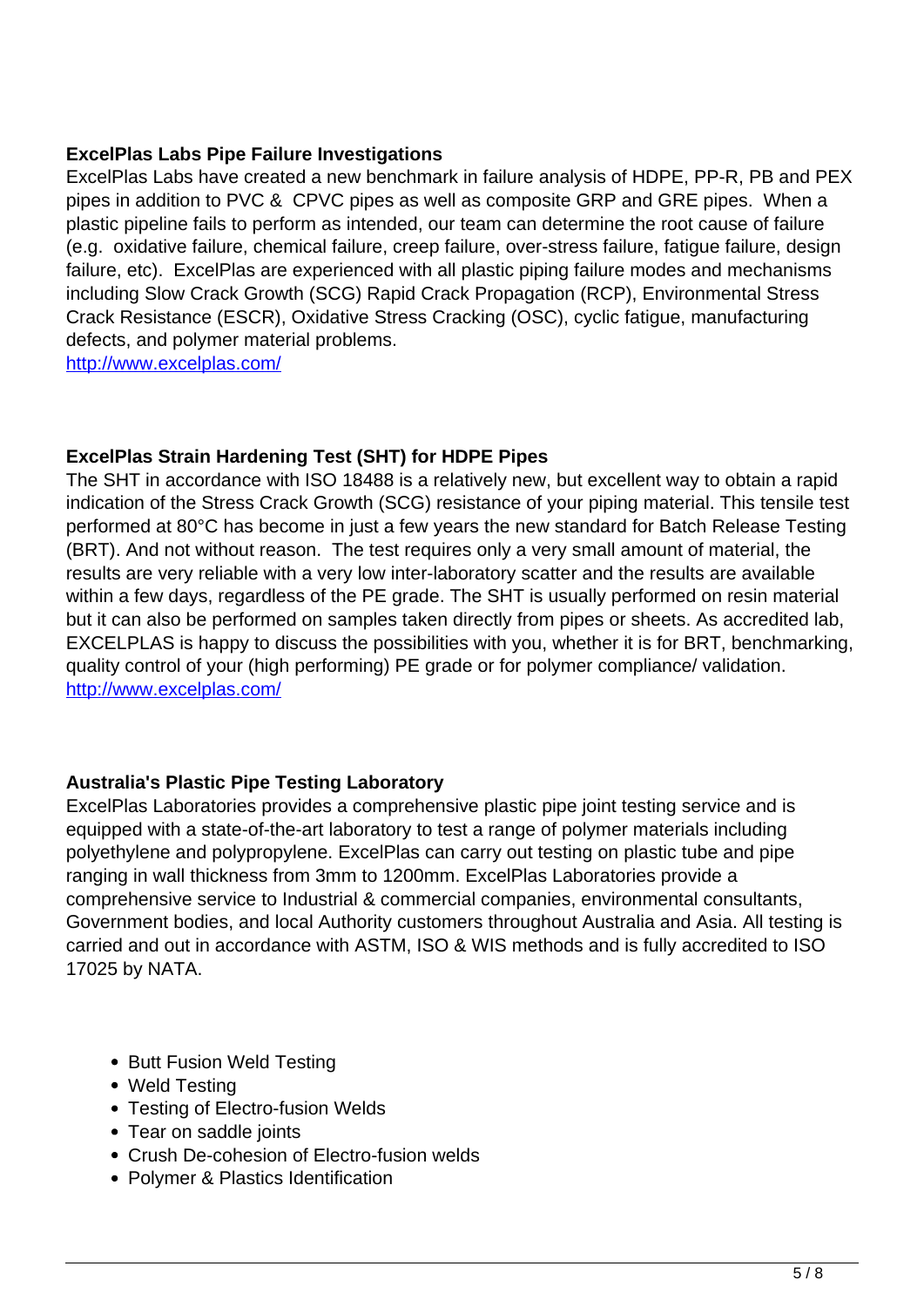**ExcelPlas Labs Pipe Failure Investigations**

ExcelPlas Labs have created a new benchmark in failure analysis of HDPE, PP-R, PB and PEX pipes in addition to PVC & CPVC pipes as well as composite GRP and GRE pipes. When a plastic pipeline fails to perform as intended, our team can determine the root cause of failure (e.g. oxidative failure, chemical failure, creep failure, over-stress failure, fatigue failure, design failure, etc). ExcelPlas are experienced with all plastic piping failure modes and mechanisms including Slow Crack Growth (SCG) Rapid Crack Propagation (RCP), Environmental Stress Crack Resistance (ESCR), Oxidative Stress Cracking (OSC), cyclic fatigue, manufacturing defects, and polymer material problems.

http://www.excelplas.com/

**ExcelPlas Strain Hardening Test (SHT) for HDPE Pipes**

The SHT in accordance with ISO 18488 is a relatively new, but excellent way to obtain a rapid indication of the Stress Crack Growth (SCG) resistance of your piping material. This tensile test performed at 80°C has become in just a few years the new standard for Batch Release Testing (BRT). And not without reason. The test requires only a very small amount of material, the results are very reliable with a very low inter-laboratory scatter and the results are available within a few days, regardless of the PE grade. The SHT is usually performed on resin material but it can also be performed on samples taken directly from pipes or sheets. As accredited lab, EXCELPLAS is happy to discuss the possibilities with you, whether it is for BRT, benchmarking, quality control of your (high performing) PE grade or for polymer compliance/ validation.

http://www.excelplas.com/

**Australia's Plastic Pipe Testing Laboratory**

ExcelPlas Laboratories provides a comprehensive plastic pipe joint testing service and is equipped with a state-of-the-art laboratory to test a range of polymer materials including polyethylene and polypropylene. ExcelPlas can carry out testing on plastic tube and pipe ranging in wall thickness from 3mm to 1200mm. ExcelPlas Laboratories provide a comprehensive service to Industrial & commercial companies, environmental consultants, Government bodies, and local Authority customers throughout Australia and Asia. All testing is carried and out in accordance with ASTM, ISO & WIS methods and is fully accredited to ISO 17025 by NATA.

- Butt Fusion Weld Testing
- Weld Testing
- Testing of Electro-fusion Welds
- Tear on saddle joints
- Crush De-cohesion of Electro-fusion welds
- Polymer & Plastics Identification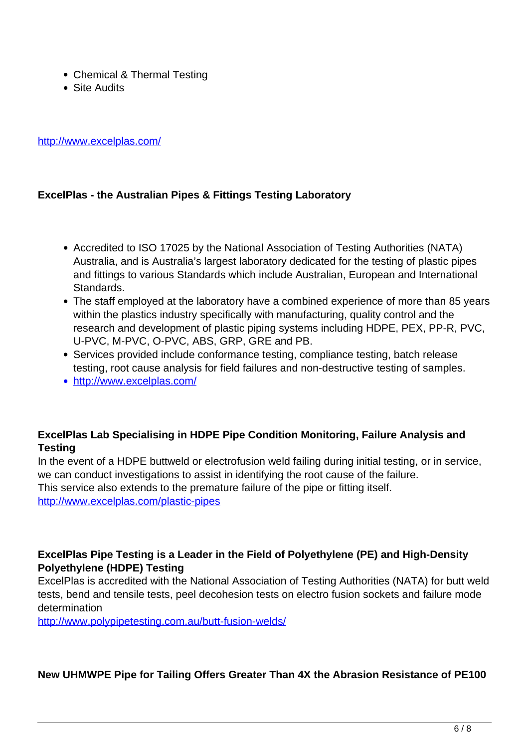- Chemical & Thermal Testing
- Site Audits

http://www.excelplas.com/

**ExcelPlas - the Australian Pipes & Fittings Testing Laboratory**

- Accredited to ISO 17025 by the National Association of Testing Authorities (NATA) Australia, and is Australia's largest laboratory dedicated for the testing of plastic pipes and fittings to various Standards which include Australian, European and International Standards.
- The staff employed at the laboratory have a combined experience of more than 85 years within the plastics industry specifically with manufacturing, quality control and the research and development of plastic piping systems including HDPE, PEX, PP-R, PVC, U-PVC, M-PVC, O-PVC, ABS, GRP, GRE and PB.
- Services provided include conformance testing, compliance testing, batch release testing, root cause analysis for field failures and non-destructive testing of samples.
- http://www.excelplas.com/

**ExcelPlas Lab Specialising in HDPE Pipe Condition Monitoring, Failure Analysis and Testing**

In the event of a HDPE buttweld or electrofusion weld failing during initial testing, or in service, we can conduct investigations to assist in identifying the root cause of the failure.
This service also extends to the premature failure of the pipe or fitting itself.
http://www.excelplas.com/plastic-pipes

**ExcelPlas Pipe Testing is a Leader in the Field of Polyethylene (PE) and High-Density Polyethylene (HDPE) Testing**

ExcelPlas is accredited with the National Association of Testing Authorities (NATA) for butt weld tests, bend and tensile tests, peel decohesion tests on electro fusion sockets and failure mode determination
http://www.polypipetesting.com.au/butt-fusion-welds/

**New UHMWPE Pipe for Tailing Offers Greater Than 4X the Abrasion Resistance of PE100**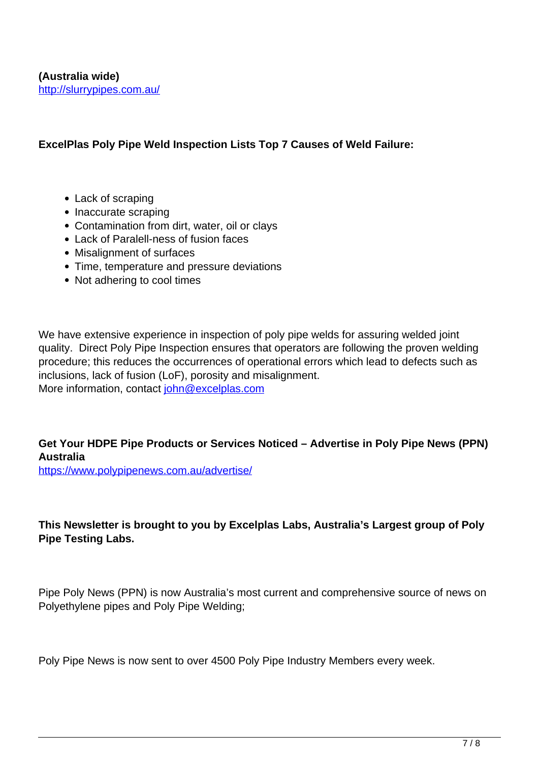**(Australia wide)**
http://slurrypipes.com.au/

**ExcelPlas Poly Pipe Weld Inspection Lists Top 7 Causes of Weld Failure:**

- Lack of scraping
- Inaccurate scraping
- Contamination from dirt, water, oil or clays
- Lack of Paralell-ness of fusion faces
- Misalignment of surfaces
- Time, temperature and pressure deviations
- Not adhering to cool times

We have extensive experience in inspection of poly pipe welds for assuring welded joint quality. Direct Poly Pipe Inspection ensures that operators are following the proven welding procedure; this reduces the occurrences of operational errors which lead to defects such as inclusions, lack of fusion (LoF), porosity and misalignment.
More information, contact john@excelplas.com

**Get Your HDPE Pipe Products or Services Noticed – Advertise in Poly Pipe News (PPN) Australia**
https://www.polypipenews.com.au/advertise/

**This Newsletter is brought to you by Excelplas Labs, Australia's Largest group of Poly Pipe Testing Labs.**

Pipe Poly News (PPN) is now Australia's most current and comprehensive source of news on Polyethylene pipes and Poly Pipe Welding;

Poly Pipe News is now sent to over 4500 Poly Pipe Industry Members every week.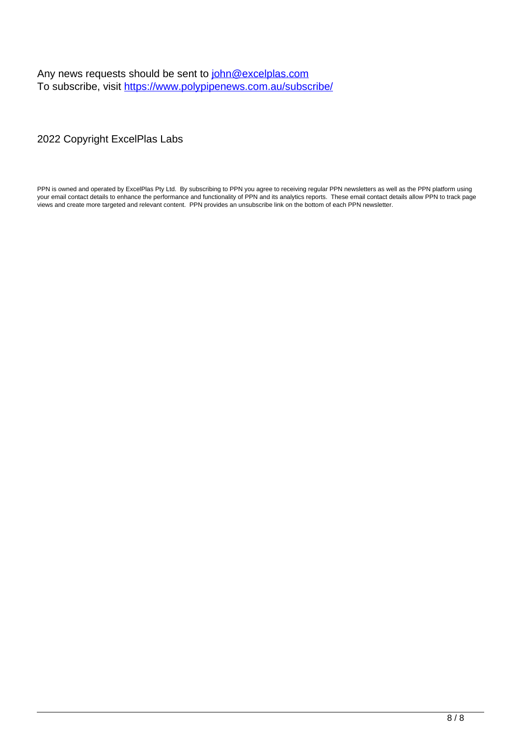Any news requests should be sent to john@excelplas.com
To subscribe, visit https://www.polypipenews.com.au/subscribe/

2022 Copyright ExcelPlas Labs

PPN is owned and operated by ExcelPlas Pty Ltd. By subscribing to PPN you agree to receiving regular PPN newsletters as well as the PPN platform using your email contact details to enhance the performance and functionality of PPN and its analytics reports. These email contact details allow PPN to track page views and create more targeted and relevant content. PPN provides an unsubscribe link on the bottom of each PPN newsletter.